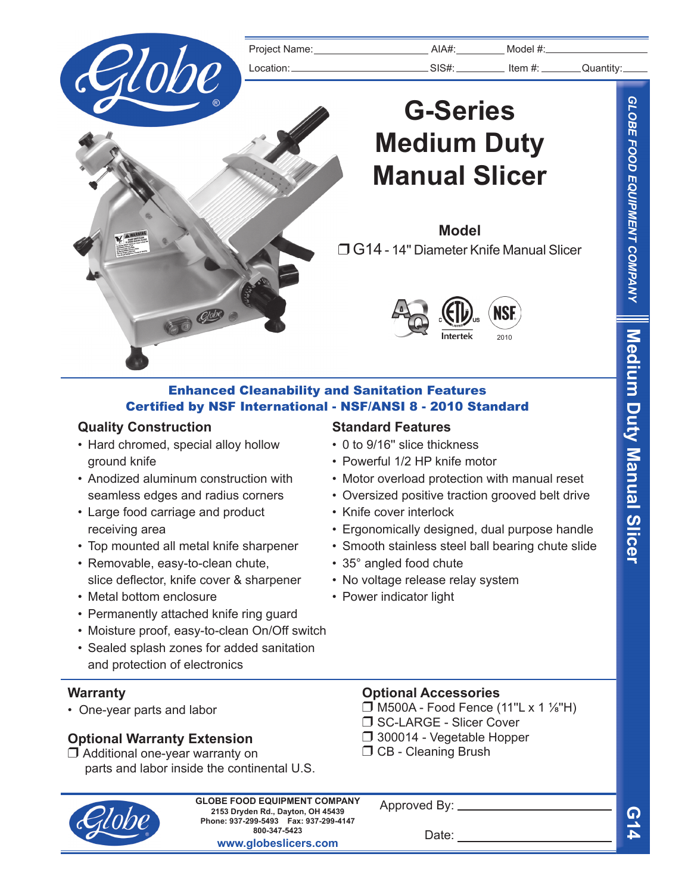Project Name: ______________________ AIA#: __________ Model #: ______________________

Location: ______________________ SIS#: __________ Item #: __________ Quantity: ______

# G-Series Medium Duty Manual Slicer

## Model

❒ G14 - 14" Diameter Knife Manual Slicer

**Enhanced Cleanability and Sanitation Features**
**Certified by NSF International - NSF/ANSI 8 - 2010 Standard**

### Quality Construction

- Hard chromed, special alloy hollow ground knife
- Anodized aluminum construction with seamless edges and radius corners
- Large food carriage and product receiving area
- Top mounted all metal knife sharpener
- Removable, easy-to-clean chute, slice deflector, knife cover & sharpener
- Metal bottom enclosure
- Permanently attached knife ring guard
- Moisture proof, easy-to-clean On/Off switch
- Sealed splash zones for added sanitation and protection of electronics

### Standard Features

- 0 to 9/16" slice thickness
- Powerful 1/2 HP knife motor
- Motor overload protection with manual reset
- Oversized positive traction grooved belt drive
- Knife cover interlock
- Ergonomically designed, dual purpose handle
- Smooth stainless steel ball bearing chute slide
- 35° angled food chute
- No voltage release relay system
- Power indicator light

### Warranty

- One-year parts and labor

### Optional Warranty Extension

❒ Additional one-year warranty on parts and labor inside the continental U.S.

### Optional Accessories

❒ M500A - Food Fence (11"L x 1 ⅛"H)
❒ SC-LARGE - Slicer Cover
❒ 300014 - Vegetable Hopper
❒ CB - Cleaning Brush

**GLOBE FOOD EQUIPMENT COMPANY**
2153 Dryden Rd., Dayton, OH 45439
Phone: 937-299-5493 Fax: 937-299-4147
800-347-5423
www.globeslicers.com

Approved By: ______________________

Date: ______________________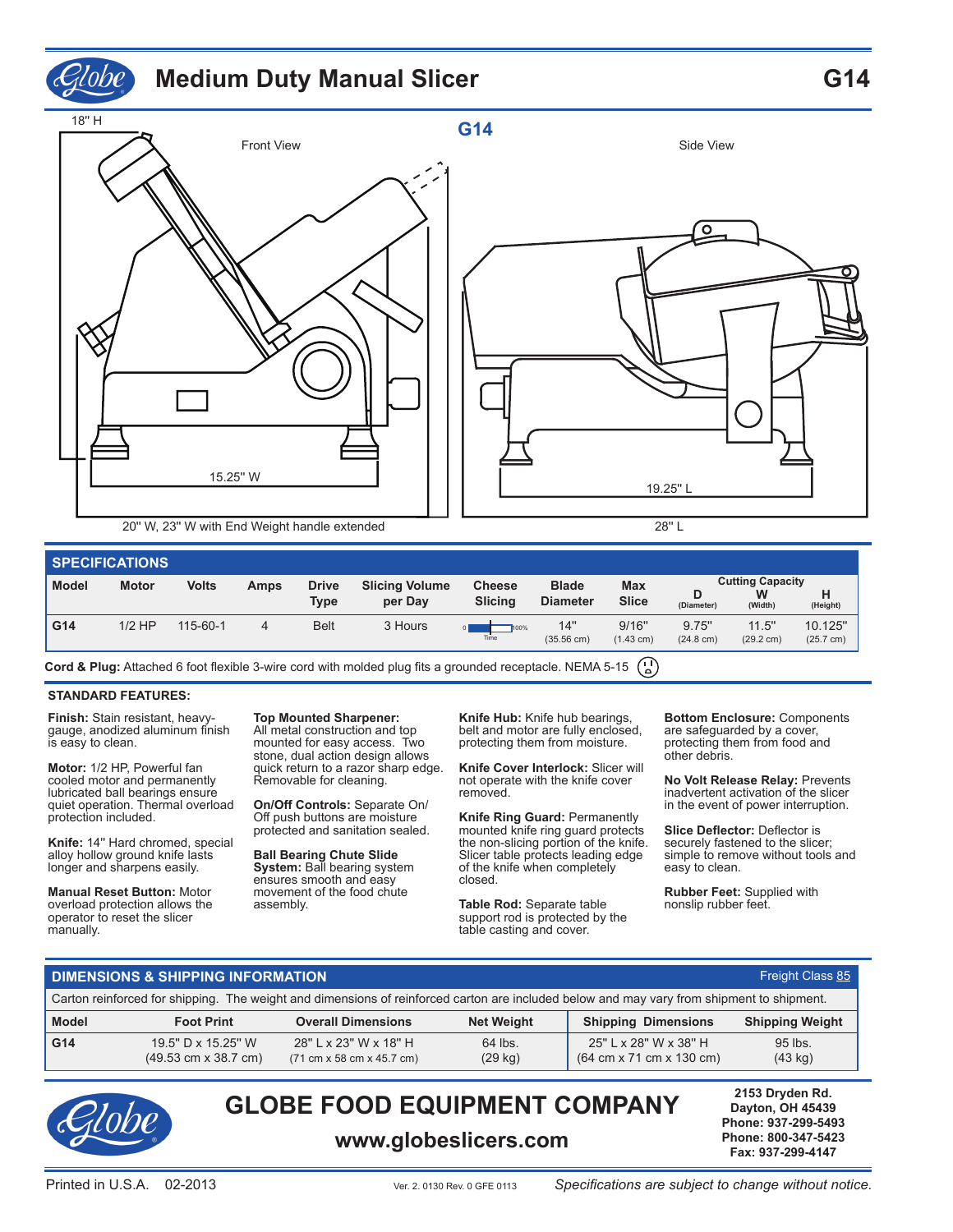# Medium Duty Manual Slicer

**G14**

## G14

Front View

Side View

18" H

15.25" W

20" W, 23" W with End Weight handle extended

19.25" L

28" L

## SPECIFICATIONS

| Model | Motor | Volts | Amps | Drive Type | Slicing Volume per Day | Cheese Slicing | Blade Diameter | Max Slice | Cutting Capacity D (Diameter) | Cutting Capacity W (Width) | Cutting Capacity H (Height) |
|---|---|---|---|---|---|---|---|---|---|---|---|
| G14 | 1/2 HP | 115-60-1 | 4 | Belt | 3 Hours | 0 – 100% Time | 14" (35.56 cm) | 9/16" (1.43 cm) | 9.75" (24.8 cm) | 11.5" (29.2 cm) | 10.125" (25.7 cm) |

**Cord & Plug:** Attached 6 foot flexible 3-wire cord with molded plug fits a grounded receptacle. NEMA 5-15

### STANDARD FEATURES:

**Finish:** Stain resistant, heavy-gauge, anodized aluminum finish is easy to clean.

**Motor:** 1/2 HP, Powerful fan cooled motor and permanently lubricated ball bearings ensure quiet operation. Thermal overload protection included.

**Knife:** 14" Hard chromed, special alloy hollow ground knife lasts longer and sharpens easily.

**Manual Reset Button:** Motor overload protection allows the operator to reset the slicer manually.

**Top Mounted Sharpener:** All metal construction and top mounted for easy access. Two stone, dual action design allows quick return to a razor sharp edge. Removable for cleaning.

**On/Off Controls:** Separate On/Off push buttons are moisture protected and sanitation sealed.

**Ball Bearing Chute Slide System:** Ball bearing system ensures smooth and easy movement of the food chute assembly.

**Knife Hub:** Knife hub bearings, belt and motor are fully enclosed, protecting them from moisture.

**Knife Cover Interlock:** Slicer will not operate with the knife cover removed.

**Knife Ring Guard:** Permanently mounted knife ring guard protects the non-slicing portion of the knife. Slicer table protects leading edge of the knife when completely closed.

**Table Rod:** Separate table support rod is protected by the table casting and cover.

**Bottom Enclosure:** Components are safeguarded by a cover, protecting them from food and other debris.

**No Volt Release Relay:** Prevents inadvertent activation of the slicer in the event of power interruption.

**Slice Deflector:** Deflector is securely fastened to the slicer; simple to remove without tools and easy to clean.

**Rubber Feet:** Supplied with nonslip rubber feet.

## DIMENSIONS & SHIPPING INFORMATION

Freight Class 85

Carton reinforced for shipping. The weight and dimensions of reinforced carton are included below and may vary from shipment to shipment.

| Model | Foot Print | Overall Dimensions | Net Weight | Shipping Dimensions | Shipping Weight |
|---|---|---|---|---|---|
| G14 | 19.5" D x 15.25" W (49.53 cm x 38.7 cm) | 28" L x 23" W x 18" H (71 cm x 58 cm x 45.7 cm) | 64 lbs. (29 kg) | 25" L x 28" W x 38" H (64 cm x 71 cm x 130 cm) | 95 lbs. (43 kg) |

## GLOBE FOOD EQUIPMENT COMPANY

**www.globeslicers.com**

**2153 Dryden Rd.**
**Dayton, OH 45439**
**Phone: 937-299-5493**
**Phone: 800-347-5423**
**Fax: 937-299-4147**

Printed in U.S.A. 02-2013 Ver. 2. 0130 Rev. 0 GFE 0113 *Specifications are subject to change without notice.*